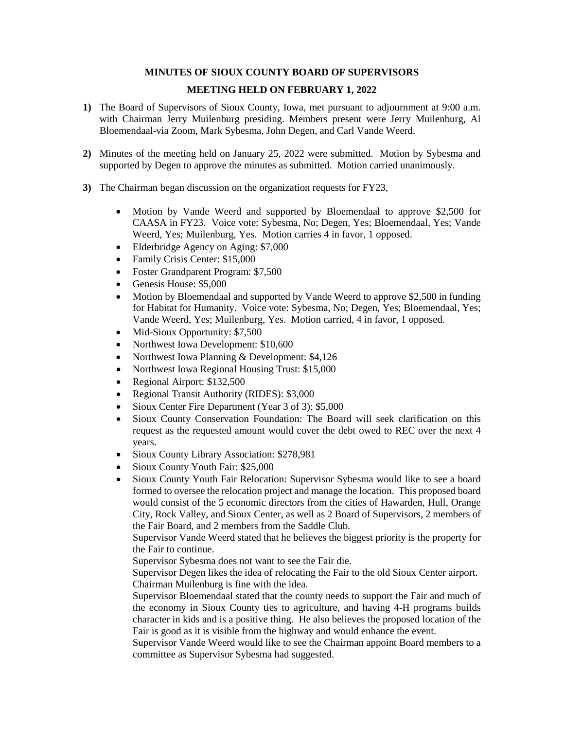**MINUTES OF SIOUX COUNTY BOARD OF SUPERVISORS**

**MEETING HELD ON FEBRUARY 1, 2022**

**1)** The Board of Supervisors of Sioux County, Iowa, met pursuant to adjournment at 9:00 a.m. with Chairman Jerry Muilenburg presiding. Members present were Jerry Muilenburg, Al Bloemendaal-via Zoom, Mark Sybesma, John Degen, and Carl Vande Weerd.

**2)** Minutes of the meeting held on January 25, 2022 were submitted. Motion by Sybesma and supported by Degen to approve the minutes as submitted. Motion carried unanimously.

**3)** The Chairman began discussion on the organization requests for FY23,

- Motion by Vande Weerd and supported by Bloemendaal to approve $2,500 for CAASA in FY23. Voice vote: Sybesma, No; Degen, Yes; Bloemendaal, Yes; Vande Weerd, Yes; Muilenburg, Yes. Motion carries 4 in favor, 1 opposed.
- Elderbridge Agency on Aging: $7,000
- Family Crisis Center: $15,000
- Foster Grandparent Program: $7,500
- Genesis House: $5,000
- Motion by Bloemendaal and supported by Vande Weerd to approve $2,500 in funding for Habitat for Humanity. Voice vote: Sybesma, No; Degen, Yes; Bloemendaal, Yes; Vande Weerd, Yes; Muilenburg, Yes. Motion carried, 4 in favor, 1 opposed.
- Mid-Sioux Opportunity: $7,500
- Northwest Iowa Development: $10,600
- Northwest Iowa Planning & Development: $4,126
- Northwest Iowa Regional Housing Trust: $15,000
- Regional Airport: $132,500
- Regional Transit Authority (RIDES): $3,000
- Sioux Center Fire Department (Year 3 of 3): $5,000
- Sioux County Conservation Foundation: The Board will seek clarification on this request as the requested amount would cover the debt owed to REC over the next 4 years.
- Sioux County Library Association: $278,981
- Sioux County Youth Fair: $25,000
- Sioux County Youth Fair Relocation: Supervisor Sybesma would like to see a board formed to oversee the relocation project and manage the location. This proposed board would consist of the 5 economic directors from the cities of Hawarden, Hull, Orange City, Rock Valley, and Sioux Center, as well as 2 Board of Supervisors, 2 members of the Fair Board, and 2 members from the Saddle Club.

  Supervisor Vande Weerd stated that he believes the biggest priority is the property for the Fair to continue.

  Supervisor Sybesma does not want to see the Fair die.

  Supervisor Degen likes the idea of relocating the Fair to the old Sioux Center airport.

  Chairman Muilenburg is fine with the idea.

  Supervisor Bloemendaal stated that the county needs to support the Fair and much of the economy in Sioux County ties to agriculture, and having 4-H programs builds character in kids and is a positive thing. He also believes the proposed location of the Fair is good as it is visible from the highway and would enhance the event.

  Supervisor Vande Weerd would like to see the Chairman appoint Board members to a committee as Supervisor Sybesma had suggested.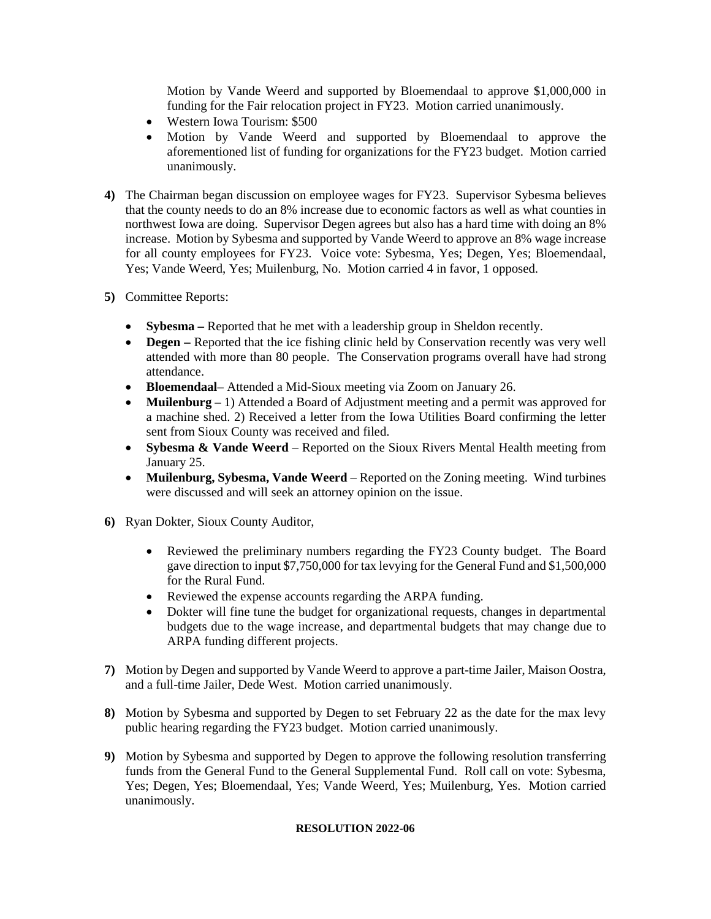Motion by Vande Weerd and supported by Bloemendaal to approve $1,000,000 in funding for the Fair relocation project in FY23. Motion carried unanimously.

- Western Iowa Tourism: $500
- Motion by Vande Weerd and supported by Bloemendaal to approve the aforementioned list of funding for organizations for the FY23 budget. Motion carried unanimously.

**4)** The Chairman began discussion on employee wages for FY23. Supervisor Sybesma believes that the county needs to do an 8% increase due to economic factors as well as what counties in northwest Iowa are doing. Supervisor Degen agrees but also has a hard time with doing an 8% increase. Motion by Sybesma and supported by Vande Weerd to approve an 8% wage increase for all county employees for FY23. Voice vote: Sybesma, Yes; Degen, Yes; Bloemendaal, Yes; Vande Weerd, Yes; Muilenburg, No. Motion carried 4 in favor, 1 opposed.

**5)** Committee Reports:

- **Sybesma –** Reported that he met with a leadership group in Sheldon recently.
- **Degen –** Reported that the ice fishing clinic held by Conservation recently was very well attended with more than 80 people. The Conservation programs overall have had strong attendance.
- **Bloemendaal**– Attended a Mid-Sioux meeting via Zoom on January 26.
- **Muilenburg** – 1) Attended a Board of Adjustment meeting and a permit was approved for a machine shed. 2) Received a letter from the Iowa Utilities Board confirming the letter sent from Sioux County was received and filed.
- **Sybesma & Vande Weerd** – Reported on the Sioux Rivers Mental Health meeting from January 25.
- **Muilenburg, Sybesma, Vande Weerd** – Reported on the Zoning meeting. Wind turbines were discussed and will seek an attorney opinion on the issue.

**6)** Ryan Dokter, Sioux County Auditor,

- Reviewed the preliminary numbers regarding the FY23 County budget. The Board gave direction to input $7,750,000 for tax levying for the General Fund and $1,500,000 for the Rural Fund.
- Reviewed the expense accounts regarding the ARPA funding.
- Dokter will fine tune the budget for organizational requests, changes in departmental budgets due to the wage increase, and departmental budgets that may change due to ARPA funding different projects.

**7)** Motion by Degen and supported by Vande Weerd to approve a part-time Jailer, Maison Oostra, and a full-time Jailer, Dede West. Motion carried unanimously.

**8)** Motion by Sybesma and supported by Degen to set February 22 as the date for the max levy public hearing regarding the FY23 budget. Motion carried unanimously.

**9)** Motion by Sybesma and supported by Degen to approve the following resolution transferring funds from the General Fund to the General Supplemental Fund. Roll call on vote: Sybesma, Yes; Degen, Yes; Bloemendaal, Yes; Vande Weerd, Yes; Muilenburg, Yes. Motion carried unanimously.

**RESOLUTION 2022-06**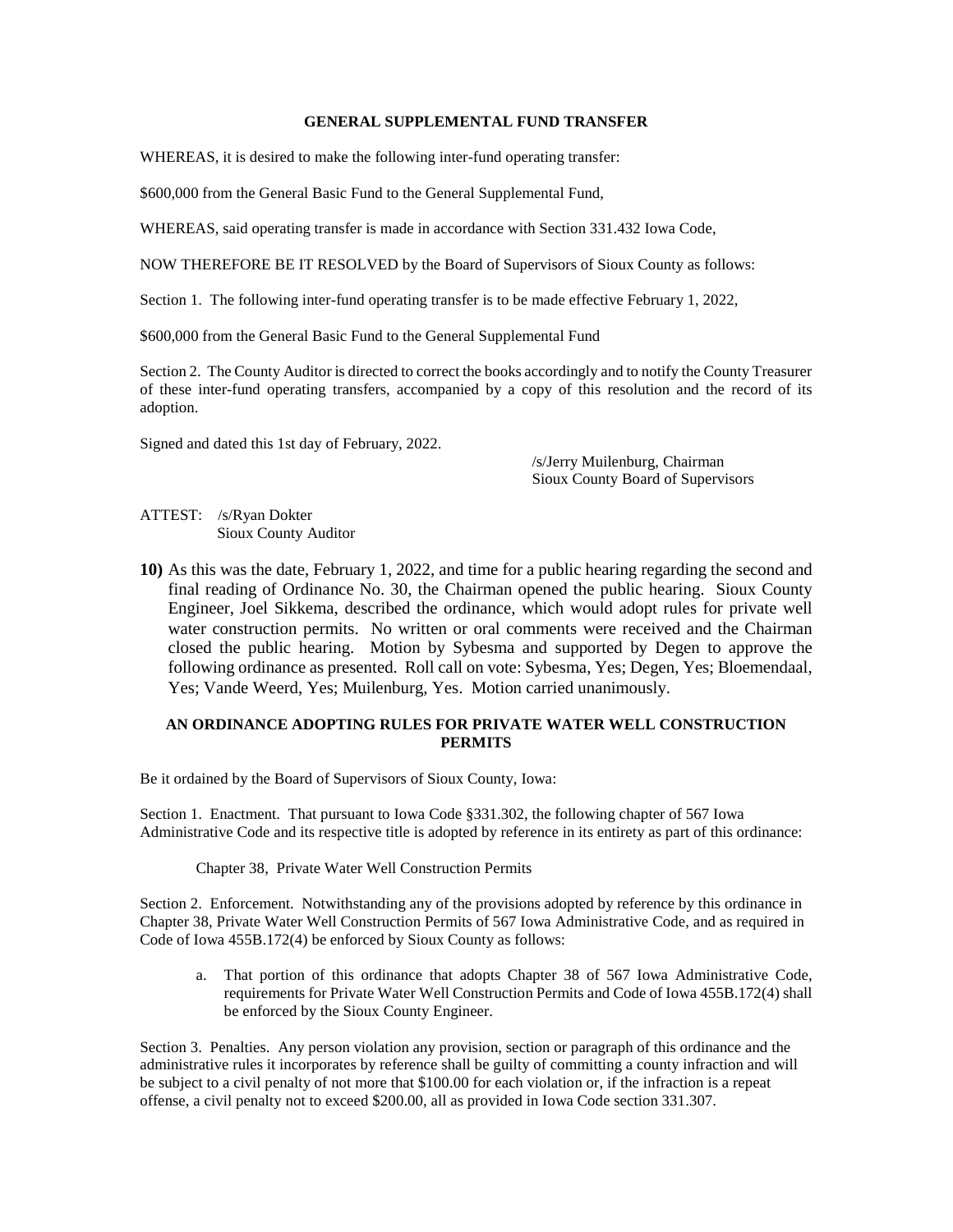**GENERAL SUPPLEMENTAL FUND TRANSFER**

WHEREAS, it is desired to make the following inter-fund operating transfer:

$600,000 from the General Basic Fund to the General Supplemental Fund,

WHEREAS, said operating transfer is made in accordance with Section 331.432 Iowa Code,

NOW THEREFORE BE IT RESOLVED by the Board of Supervisors of Sioux County as follows:

Section 1. The following inter-fund operating transfer is to be made effective February 1, 2022,

$600,000 from the General Basic Fund to the General Supplemental Fund

Section 2. The County Auditor is directed to correct the books accordingly and to notify the County Treasurer of these inter-fund operating transfers, accompanied by a copy of this resolution and the record of its adoption.

Signed and dated this 1st day of February, 2022.

/s/Jerry Muilenburg, Chairman
Sioux County Board of Supervisors

ATTEST: /s/Ryan Dokter
Sioux County Auditor

**10)** As this was the date, February 1, 2022, and time for a public hearing regarding the second and final reading of Ordinance No. 30, the Chairman opened the public hearing. Sioux County Engineer, Joel Sikkema, described the ordinance, which would adopt rules for private well water construction permits. No written or oral comments were received and the Chairman closed the public hearing. Motion by Sybesma and supported by Degen to approve the following ordinance as presented. Roll call on vote: Sybesma, Yes; Degen, Yes; Bloemendaal, Yes; Vande Weerd, Yes; Muilenburg, Yes. Motion carried unanimously.

**AN ORDINANCE ADOPTING RULES FOR PRIVATE WATER WELL CONSTRUCTION PERMITS**

Be it ordained by the Board of Supervisors of Sioux County, Iowa:

Section 1. Enactment. That pursuant to Iowa Code §331.302, the following chapter of 567 Iowa Administrative Code and its respective title is adopted by reference in its entirety as part of this ordinance:

Chapter 38, Private Water Well Construction Permits

Section 2. Enforcement. Notwithstanding any of the provisions adopted by reference by this ordinance in Chapter 38, Private Water Well Construction Permits of 567 Iowa Administrative Code, and as required in Code of Iowa 455B.172(4) be enforced by Sioux County as follows:

a. That portion of this ordinance that adopts Chapter 38 of 567 Iowa Administrative Code, requirements for Private Water Well Construction Permits and Code of Iowa 455B.172(4) shall be enforced by the Sioux County Engineer.

Section 3. Penalties. Any person violation any provision, section or paragraph of this ordinance and the administrative rules it incorporates by reference shall be guilty of committing a county infraction and will be subject to a civil penalty of not more that $100.00 for each violation or, if the infraction is a repeat offense, a civil penalty not to exceed $200.00, all as provided in Iowa Code section 331.307.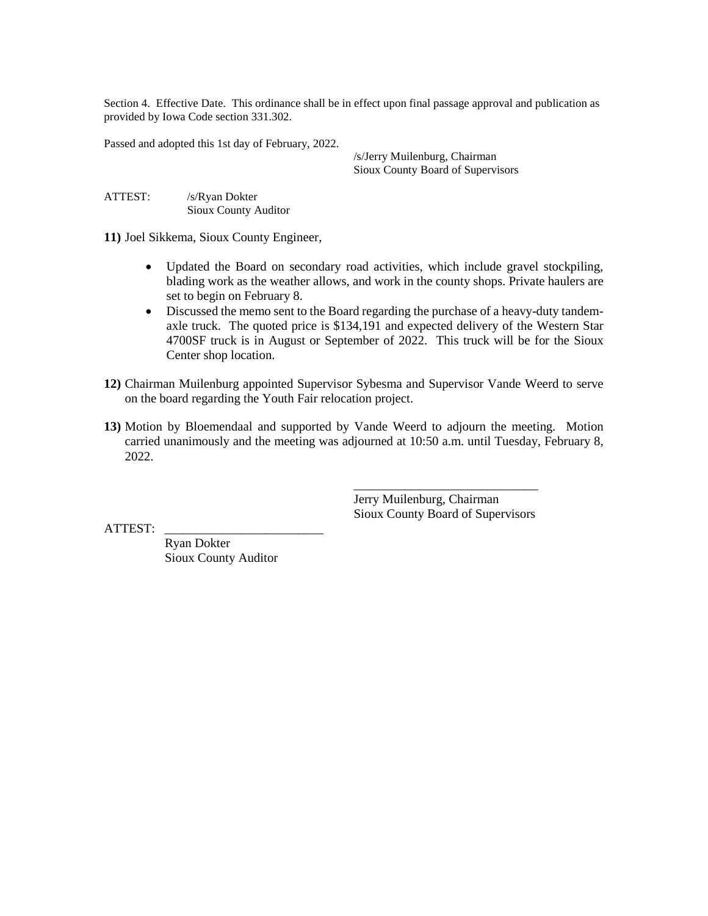Section 4. Effective Date. This ordinance shall be in effect upon final passage approval and publication as provided by Iowa Code section 331.302.

Passed and adopted this 1st day of February, 2022.

/s/Jerry Muilenburg, Chairman
Sioux County Board of Supervisors

ATTEST: /s/Ryan Dokter
Sioux County Auditor

**11)** Joel Sikkema, Sioux County Engineer,

- Updated the Board on secondary road activities, which include gravel stockpiling, blading work as the weather allows, and work in the county shops. Private haulers are set to begin on February 8.
- Discussed the memo sent to the Board regarding the purchase of a heavy-duty tandem-axle truck. The quoted price is $134,191 and expected delivery of the Western Star 4700SF truck is in August or September of 2022. This truck will be for the Sioux Center shop location.

**12)** Chairman Muilenburg appointed Supervisor Sybesma and Supervisor Vande Weerd to serve on the board regarding the Youth Fair relocation project.

**13)** Motion by Bloemendaal and supported by Vande Weerd to adjourn the meeting. Motion carried unanimously and the meeting was adjourned at 10:50 a.m. until Tuesday, February 8, 2022.

_____________________________
Jerry Muilenburg, Chairman
Sioux County Board of Supervisors

ATTEST: _________________________
Ryan Dokter
Sioux County Auditor